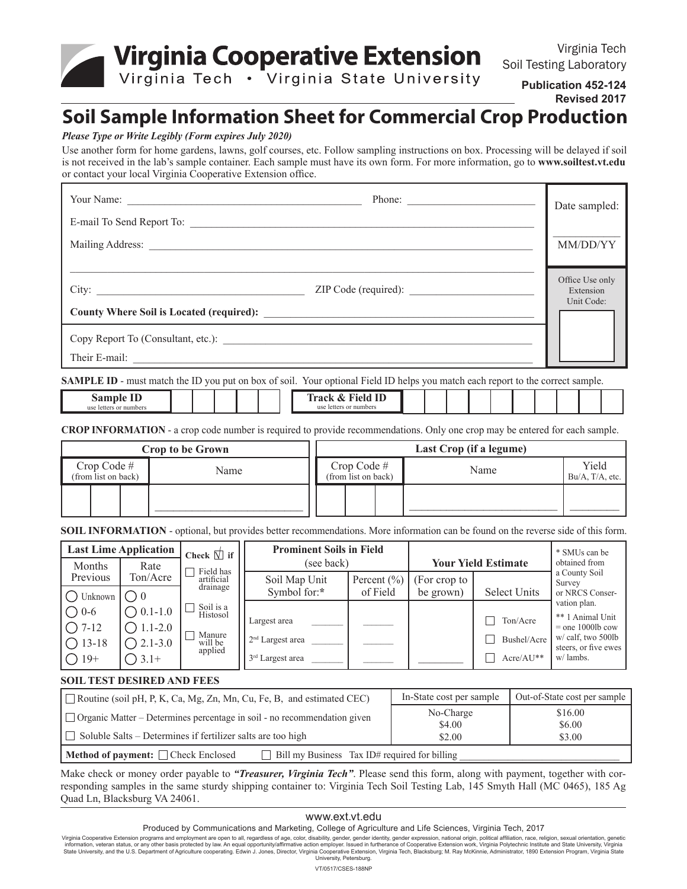Virginia Cooperative Extension

Virginia Tech • Virginia State University

Virginia Tech Soil Testing Laboratory

**Publication 452-124**
**Revised 2017**

# Soil Sample Information Sheet for Commercial Crop Production

***Please Type or Write Legibly (Form expires July 2020)***

Use another form for home gardens, lawns, golf courses, etc. Follow sampling instructions on box. Processing will be delayed if soil is not received in the lab's sample container. Each sample must have its own form. For more information, go to **www.soiltest.vt.edu** or contact your local Virginia Cooperative Extension office.

Your Name: ______________________ Phone: ______________

E-mail To Send Report To: ______________________

Mailing Address: ______________________

City: ______________ ZIP Code (required): ______________

**County Where Soil is Located (required):** ______________________

Copy Report To (Consultant, etc.): ______________________

Their E-mail: ______________________

Date sampled: ________ MM/DD/YY

Office Use only Extension Unit Code:

**SAMPLE ID** - must match the ID you put on box of soil. Your optional Field ID helps you match each report to the correct sample.

| **Sample ID** (use letters or numbers) | | | | | |
|---|---|---|---|---|---|

| **Track & Field ID** (use letters or numbers) | | | | | | | | | | |
|---|---|---|---|---|---|---|---|---|---|---|

**CROP INFORMATION** - a crop code number is required to provide recommendations. Only one crop may be entered for each sample.

| Crop to be Grown | | Last Crop (if a legume) | | |
|---|---|---|---|---|
| Crop Code # (from list on back) | Name | Crop Code # (from list on back) | Name | Yield Bu/A, T/A, etc. |
| | | | | |

**SOIL INFORMATION** - optional, but provides better recommendations. More information can be found on the reverse side of this form.

| Last Lime Application | | Check ☑ if | Prominent Soils in Field (see back) | | Your Yield Estimate | |
|---|---|---|---|---|---|---|
| Months Previous | Rate Ton/Acre | | Soil Map Unit Symbol for:* | Percent (%) of Field | (For crop to be grown) | Select Units |
| ◯ Unknown | ◯ 0 | ☐ Field has artificial drainage | | | | |
| ◯ 0-6 | ◯ 0.1-1.0 | ☐ Soil is a Histosol | Largest area ______ | ______ | | ☐ Ton/Acre |
| ◯ 7-12 | ◯ 1.1-2.0 | ☐ Manure will be applied | 2nd Largest area ______ | ______ | | ☐ Bushel/Acre |
| ◯ 13-18 | ◯ 2.1-3.0 | | 3rd Largest area ______ | ______ | ________ | ☐ Acre/AU** |
| ◯ 19+ | ◯ 3.1+ | | | | | |

\* SMUs can be obtained from a County Soil Survey or NRCS Conservation plan.

** 1 Animal Unit = one 1000lb cow w/ calf, two 500lb steers, or five ewes w/ lambs.

**SOIL TEST DESIRED AND FEES**

| | In-State cost per sample | Out-of-State cost per sample |
|---|---|---|
| ☐ Routine (soil pH, P, K, Ca, Mg, Zn, Mn, Cu, Fe, B, and estimated CEC) | No-Charge | $16.00 |
| ☐ Organic Matter – Determines percentage in soil - no recommendation given | $4.00 | $6.00 |
| ☐ Soluble Salts – Determines if fertilizer salts are too high | $2.00 | $3.00 |

**Method of payment:** ☐ Check Enclosed ☐ Bill my Business Tax ID# required for billing ______________

Make check or money order payable to ***"Treasurer, Virginia Tech"***. Please send this form, along with payment, together with corresponding samples in the same sturdy shipping container to: Virginia Tech Soil Testing Lab, 145 Smyth Hall (MC 0465), 185 Ag Quad Ln, Blacksburg VA 24061.

www.ext.vt.edu

Produced by Communications and Marketing, College of Agriculture and Life Sciences, Virginia Tech, 2017

Virginia Cooperative Extension programs and employment are open to all, regardless of age, color, disability, gender, gender identity, gender expression, national origin, political affiliation, race, religion, sexual orientation, genetic information, veteran status, or any other basis protected by law. An equal opportunity/affirmative action employer. Issued in furtherance of Cooperative Extension work, Virginia Polytechnic Institute and State University, Virginia State University, and the U.S. Department of Agriculture cooperating. Edwin J. Jones, Director, Virginia Cooperative Extension, Virginia Tech, Blacksburg; M. Ray McKinnie, Administrator, 1890 Extension Program, Virginia State University, Petersburg.

VT/0517/CSES-188NP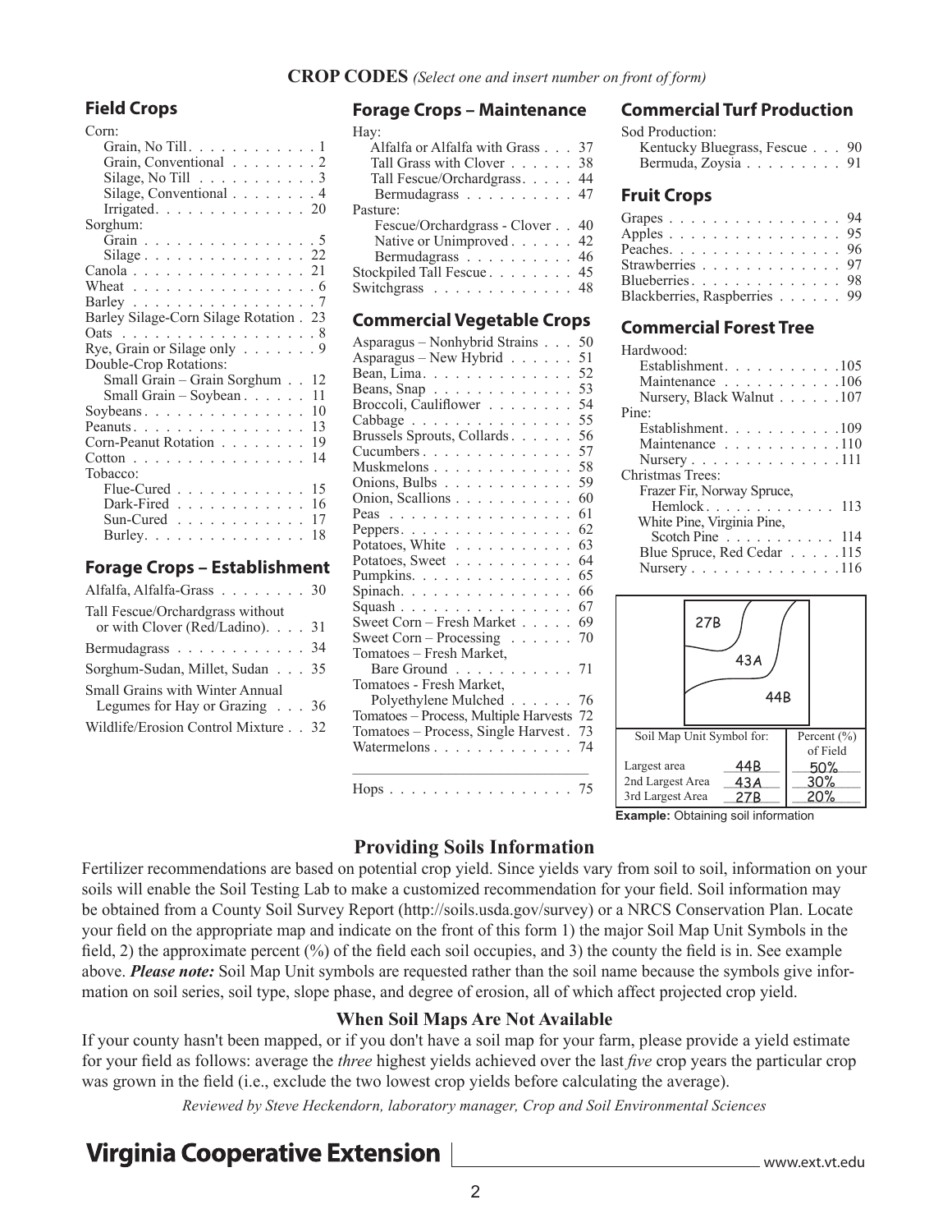## CROP CODES *(Select one and insert number on front of form)*

### Field Crops

Corn:
- Grain, No Till . . . . . . . . . . . . 1
- Grain, Conventional . . . . . . . . 2
- Silage, No Till . . . . . . . . . . . 3
- Silage, Conventional . . . . . . . . 4
- Irrigated . . . . . . . . . . . . . . 20

Sorghum:
- Grain . . . . . . . . . . . . . . . . 5
- Silage . . . . . . . . . . . . . . . 22

Canola . . . . . . . . . . . . . . . . 21
Wheat . . . . . . . . . . . . . . . . . 6
Barley . . . . . . . . . . . . . . . . . 7
Barley Silage-Corn Silage Rotation . 23
Oats . . . . . . . . . . . . . . . . . . 8
Rye, Grain or Silage only . . . . . . 9

Double-Crop Rotations:
- Small Grain – Grain Sorghum . . 12
- Small Grain – Soybean . . . . . . 11

Soybeans . . . . . . . . . . . . . . . 10
Peanuts . . . . . . . . . . . . . . . . 13
Corn-Peanut Rotation . . . . . . . . 19
Cotton . . . . . . . . . . . . . . . . 14

Tobacco:
- Flue-Cured . . . . . . . . . . . . 15
- Dark-Fired . . . . . . . . . . . . 16
- Sun-Cured . . . . . . . . . . . . 17
- Burley . . . . . . . . . . . . . . . 18

### Forage Crops – Establishment

Alfalfa, Alfalfa-Grass . . . . . . . . 30
Tall Fescue/Orchardgrass without or with Clover (Red/Ladino) . . . . 31
Bermudagrass . . . . . . . . . . . . 34
Sorghum-Sudan, Millet, Sudan . . . 35
Small Grains with Winter Annual Legumes for Hay or Grazing . . . 36
Wildlife/Erosion Control Mixture . . 32

### Forage Crops – Maintenance

Hay:
- Alfalfa or Alfalfa with Grass . . . 37
- Tall Grass with Clover . . . . . . 38
- Tall Fescue/Orchardgrass . . . . . 44
- Bermudagrass . . . . . . . . . . 47

Pasture:
- Fescue/Orchardgrass - Clover . . 40
- Native or Unimproved . . . . . . 42
- Bermudagrass . . . . . . . . . . 46

Stockpiled Tall Fescue . . . . . . . . 45
Switchgrass . . . . . . . . . . . . . 48

### Commercial Vegetable Crops

Asparagus – Nonhybrid Strains . . . 50
Asparagus – New Hybrid . . . . . . 51
Bean, Lima . . . . . . . . . . . . . . 52
Beans, Snap . . . . . . . . . . . . . 53
Broccoli, Cauliflower . . . . . . . . 54
Cabbage . . . . . . . . . . . . . . . 55
Brussels Sprouts, Collards . . . . . . 56
Cucumbers . . . . . . . . . . . . . . 57
Muskmelons . . . . . . . . . . . . . 58
Onions, Bulbs . . . . . . . . . . . . 59
Onion, Scallions . . . . . . . . . . . 60
Peas . . . . . . . . . . . . . . . . . 61
Peppers . . . . . . . . . . . . . . . . 62
Potatoes, White . . . . . . . . . . . 63
Potatoes, Sweet . . . . . . . . . . . 64
Pumpkins . . . . . . . . . . . . . . . 65
Spinach . . . . . . . . . . . . . . . . 66
Squash . . . . . . . . . . . . . . . . 67
Sweet Corn – Fresh Market . . . . . 69
Sweet Corn – Processing . . . . . . 70
Tomatoes – Fresh Market, Bare Ground . . . . . . . . . . . 71
Tomatoes - Fresh Market, Polyethylene Mulched . . . . . . 76
Tomatoes – Process, Multiple Harvests 72
Tomatoes – Process, Single Harvest . 73
Watermelons . . . . . . . . . . . . . 74

---

Hops . . . . . . . . . . . . . . . . . 75

### Commercial Turf Production

Sod Production:
- Kentucky Bluegrass, Fescue . . . 90
- Bermuda, Zoysia . . . . . . . . . 91

### Fruit Crops

Grapes . . . . . . . . . . . . . . . . 94
Apples . . . . . . . . . . . . . . . . 95
Peaches . . . . . . . . . . . . . . . . 96
Strawberries . . . . . . . . . . . . . 97
Blueberries . . . . . . . . . . . . . . 98
Blackberries, Raspberries . . . . . . 99

### Commercial Forest Tree

Hardwood:
- Establishment . . . . . . . . . . .105
- Maintenance . . . . . . . . . . .106
- Nursery, Black Walnut . . . . . .107

Pine:
- Establishment . . . . . . . . . . .109
- Maintenance . . . . . . . . . . .110
- Nursery . . . . . . . . . . . . . .111

Christmas Trees:
- Frazer Fir, Norway Spruce, Hemlock . . . . . . . . . . . . 113
- White Pine, Virginia Pine, Scotch Pine . . . . . . . . . . . 114
- Blue Spruce, Red Cedar . . . . .115
- Nursery . . . . . . . . . . . . . .116

27B

43A

44B

| Soil Map Unit Symbol for: | | Percent (%) of Field |
|---|---|---|
| Largest area | 44B | 50% |
| 2nd Largest Area | 43A | 30% |
| 3rd Largest Area | 27B | 20% |

**Example:** Obtaining soil information

## Providing Soils Information

Fertilizer recommendations are based on potential crop yield. Since yields vary from soil to soil, information on your soils will enable the Soil Testing Lab to make a customized recommendation for your field. Soil information may be obtained from a County Soil Survey Report (http://soils.usda.gov/survey) or a NRCS Conservation Plan. Locate your field on the appropriate map and indicate on the front of this form 1) the major Soil Map Unit Symbols in the field, 2) the approximate percent (%) of the field each soil occupies, and 3) the county the field is in. See example above. ***Please note:*** Soil Map Unit symbols are requested rather than the soil name because the symbols give information on soil series, soil type, slope phase, and degree of erosion, all of which affect projected crop yield.

## When Soil Maps Are Not Available

If your county hasn't been mapped, or if you don't have a soil map for your farm, please provide a yield estimate for your field as follows: average the *three* highest yields achieved over the last *five* crop years the particular crop was grown in the field (i.e., exclude the two lowest crop yields before calculating the average).

*Reviewed by Steve Heckendorn, laboratory manager, Crop and Soil Environmental Sciences*

**Virginia Cooperative Extension** www.ext.vt.edu